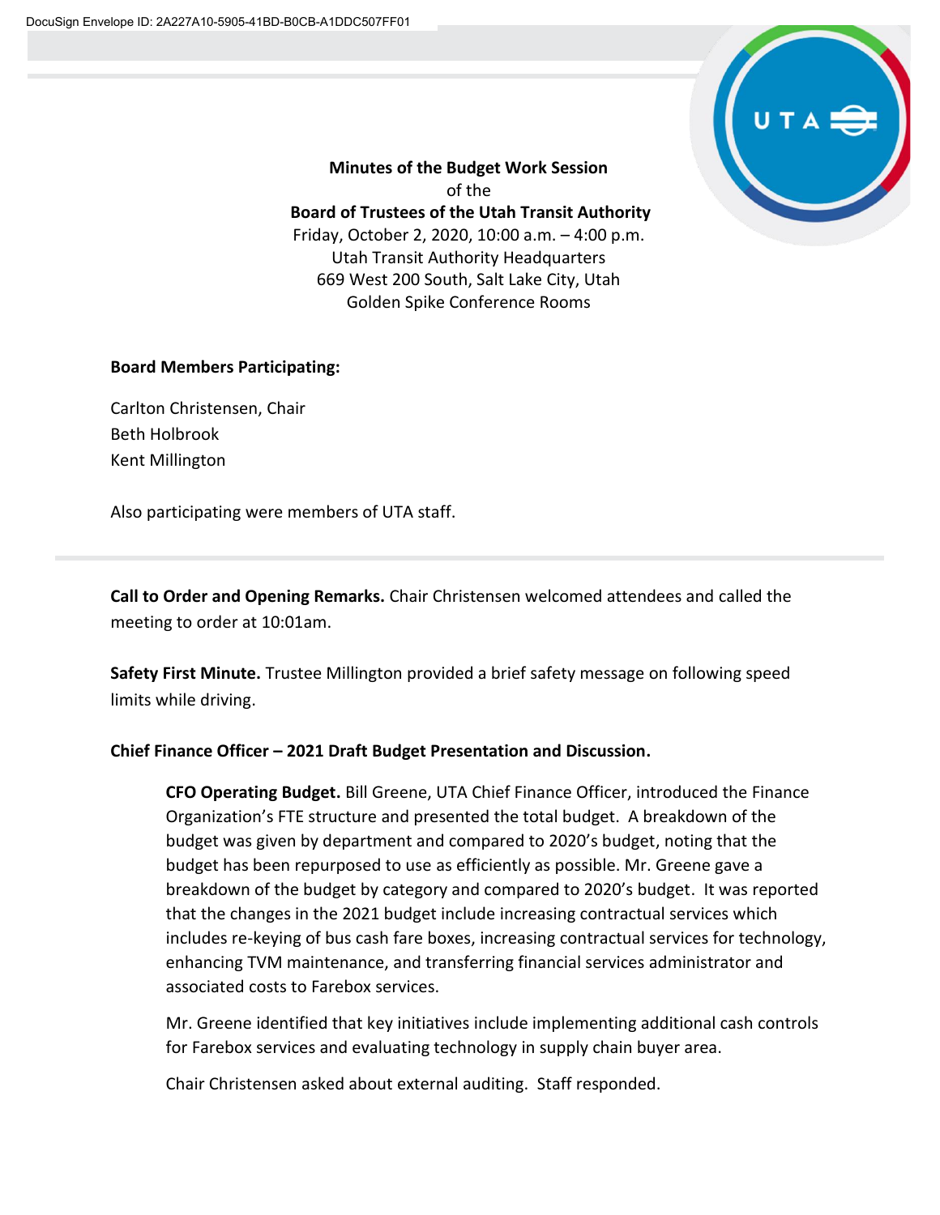**Minutes of the Budget Work Session**
of the
**Board of Trustees of the Utah Transit Authority**
Friday, October 2, 2020, 10:00 a.m. – 4:00 p.m.
Utah Transit Authority Headquarters
669 West 200 South, Salt Lake City, Utah
Golden Spike Conference Rooms

**Board Members Participating:**

Carlton Christensen, Chair
Beth Holbrook
Kent Millington

Also participating were members of UTA staff.

---

**Call to Order and Opening Remarks.** Chair Christensen welcomed attendees and called the meeting to order at 10:01am.

**Safety First Minute.** Trustee Millington provided a brief safety message on following speed limits while driving.

**Chief Finance Officer – 2021 Draft Budget Presentation and Discussion.**

> **CFO Operating Budget.** Bill Greene, UTA Chief Finance Officer, introduced the Finance Organization's FTE structure and presented the total budget. A breakdown of the budget was given by department and compared to 2020's budget, noting that the budget has been repurposed to use as efficiently as possible. Mr. Greene gave a breakdown of the budget by category and compared to 2020's budget. It was reported that the changes in the 2021 budget include increasing contractual services which includes re-keying of bus cash fare boxes, increasing contractual services for technology, enhancing TVM maintenance, and transferring financial services administrator and associated costs to Farebox services.
>
> Mr. Greene identified that key initiatives include implementing additional cash controls for Farebox services and evaluating technology in supply chain buyer area.
>
> Chair Christensen asked about external auditing. Staff responded.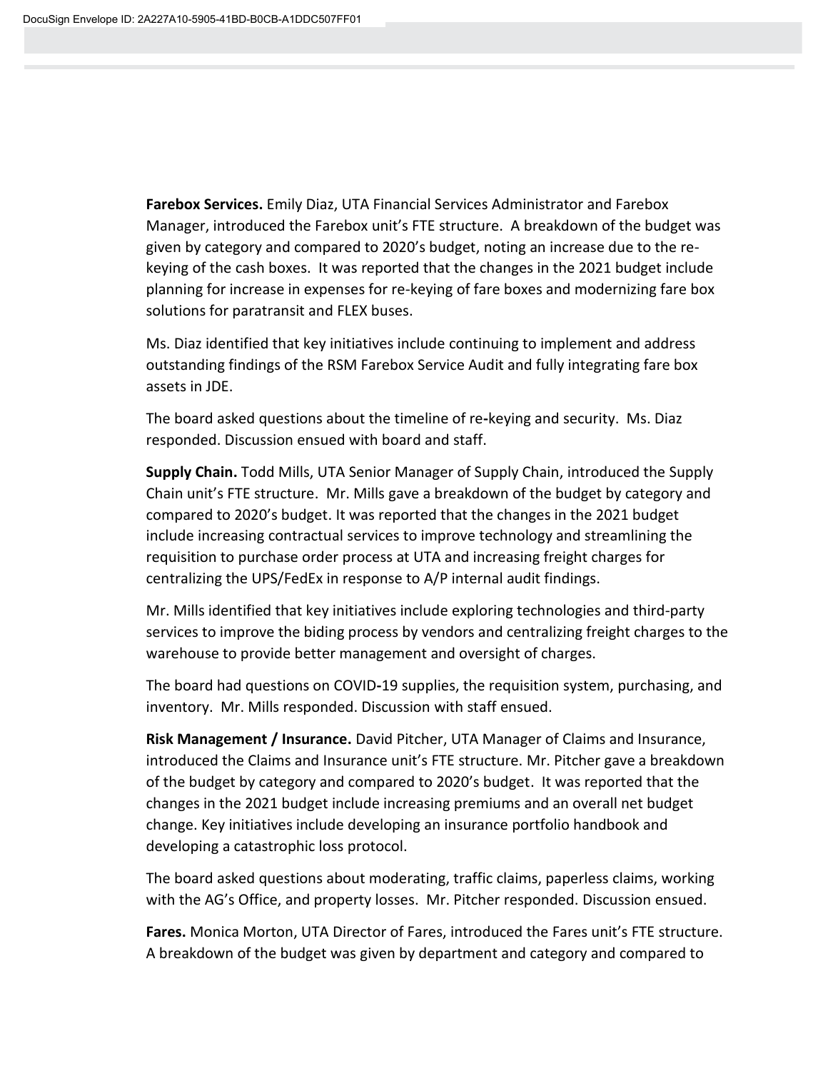**Farebox Services.** Emily Diaz, UTA Financial Services Administrator and Farebox Manager, introduced the Farebox unit's FTE structure. A breakdown of the budget was given by category and compared to 2020's budget, noting an increase due to the re-keying of the cash boxes. It was reported that the changes in the 2021 budget include planning for increase in expenses for re-keying of fare boxes and modernizing fare box solutions for paratransit and FLEX buses.

Ms. Diaz identified that key initiatives include continuing to implement and address outstanding findings of the RSM Farebox Service Audit and fully integrating fare box assets in JDE.

The board asked questions about the timeline of re-keying and security. Ms. Diaz responded. Discussion ensued with board and staff.

**Supply Chain.** Todd Mills, UTA Senior Manager of Supply Chain, introduced the Supply Chain unit's FTE structure. Mr. Mills gave a breakdown of the budget by category and compared to 2020's budget. It was reported that the changes in the 2021 budget include increasing contractual services to improve technology and streamlining the requisition to purchase order process at UTA and increasing freight charges for centralizing the UPS/FedEx in response to A/P internal audit findings.

Mr. Mills identified that key initiatives include exploring technologies and third-party services to improve the biding process by vendors and centralizing freight charges to the warehouse to provide better management and oversight of charges.

The board had questions on COVID-19 supplies, the requisition system, purchasing, and inventory. Mr. Mills responded. Discussion with staff ensued.

**Risk Management / Insurance.** David Pitcher, UTA Manager of Claims and Insurance, introduced the Claims and Insurance unit's FTE structure. Mr. Pitcher gave a breakdown of the budget by category and compared to 2020's budget. It was reported that the changes in the 2021 budget include increasing premiums and an overall net budget change. Key initiatives include developing an insurance portfolio handbook and developing a catastrophic loss protocol.

The board asked questions about moderating, traffic claims, paperless claims, working with the AG's Office, and property losses. Mr. Pitcher responded. Discussion ensued.

**Fares.** Monica Morton, UTA Director of Fares, introduced the Fares unit's FTE structure. A breakdown of the budget was given by department and category and compared to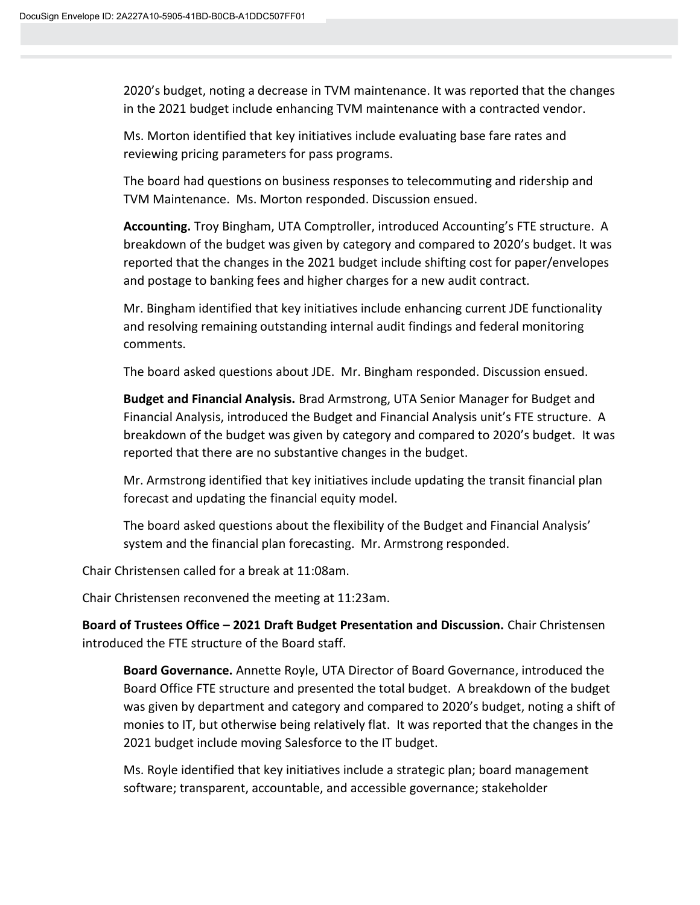2020's budget, noting a decrease in TVM maintenance. It was reported that the changes in the 2021 budget include enhancing TVM maintenance with a contracted vendor.

Ms. Morton identified that key initiatives include evaluating base fare rates and reviewing pricing parameters for pass programs.

The board had questions on business responses to telecommuting and ridership and TVM Maintenance. Ms. Morton responded. Discussion ensued.

**Accounting.** Troy Bingham, UTA Comptroller, introduced Accounting's FTE structure. A breakdown of the budget was given by category and compared to 2020's budget. It was reported that the changes in the 2021 budget include shifting cost for paper/envelopes and postage to banking fees and higher charges for a new audit contract.

Mr. Bingham identified that key initiatives include enhancing current JDE functionality and resolving remaining outstanding internal audit findings and federal monitoring comments.

The board asked questions about JDE. Mr. Bingham responded. Discussion ensued.

**Budget and Financial Analysis.** Brad Armstrong, UTA Senior Manager for Budget and Financial Analysis, introduced the Budget and Financial Analysis unit's FTE structure. A breakdown of the budget was given by category and compared to 2020's budget. It was reported that there are no substantive changes in the budget.

Mr. Armstrong identified that key initiatives include updating the transit financial plan forecast and updating the financial equity model.

The board asked questions about the flexibility of the Budget and Financial Analysis' system and the financial plan forecasting. Mr. Armstrong responded.

Chair Christensen called for a break at 11:08am.

Chair Christensen reconvened the meeting at 11:23am.

**Board of Trustees Office – 2021 Draft Budget Presentation and Discussion.** Chair Christensen introduced the FTE structure of the Board staff.

**Board Governance.** Annette Royle, UTA Director of Board Governance, introduced the Board Office FTE structure and presented the total budget. A breakdown of the budget was given by department and category and compared to 2020's budget, noting a shift of monies to IT, but otherwise being relatively flat. It was reported that the changes in the 2021 budget include moving Salesforce to the IT budget.

Ms. Royle identified that key initiatives include a strategic plan; board management software; transparent, accountable, and accessible governance; stakeholder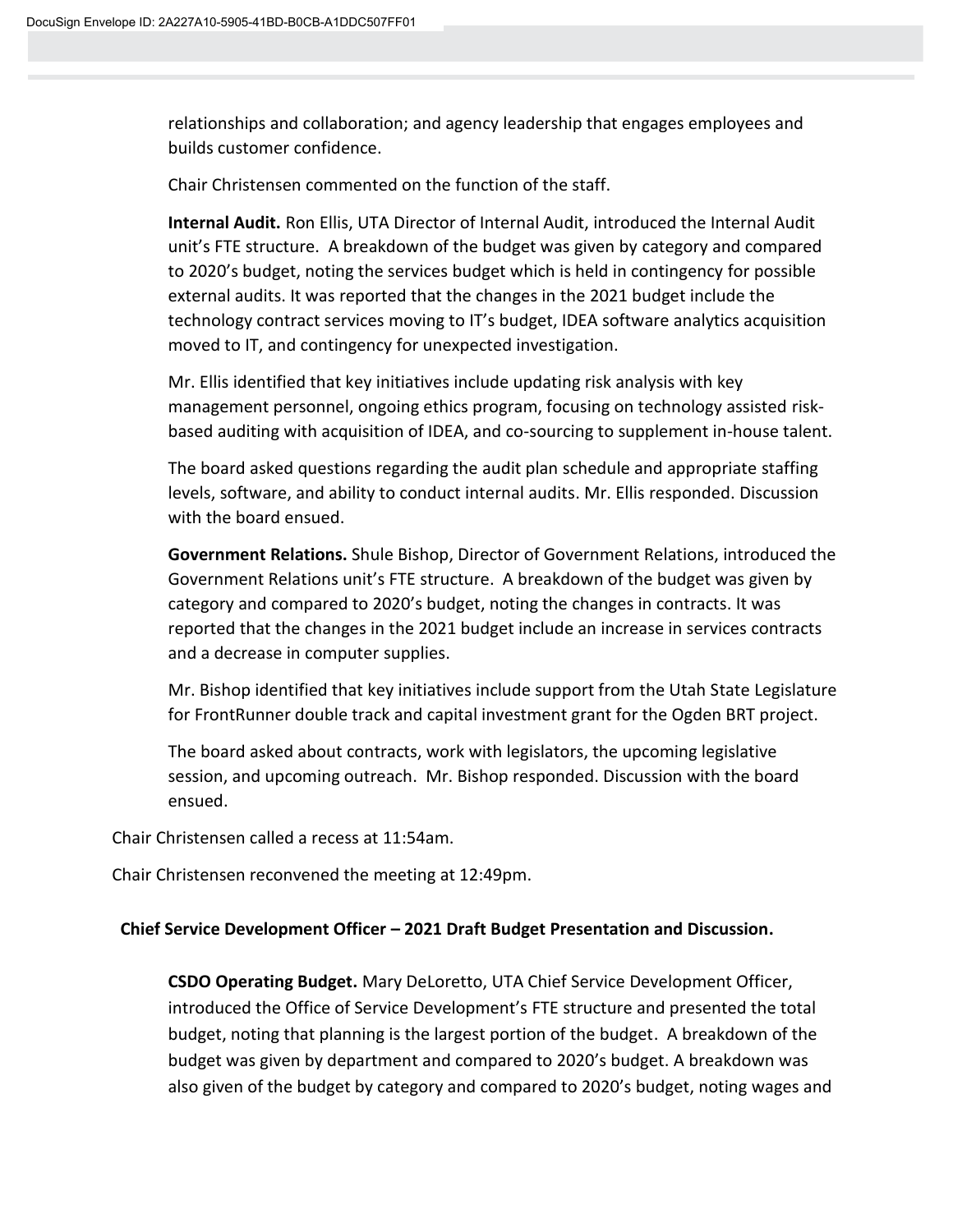relationships and collaboration; and agency leadership that engages employees and builds customer confidence.

Chair Christensen commented on the function of the staff.

**Internal Audit.** Ron Ellis, UTA Director of Internal Audit, introduced the Internal Audit unit's FTE structure. A breakdown of the budget was given by category and compared to 2020's budget, noting the services budget which is held in contingency for possible external audits. It was reported that the changes in the 2021 budget include the technology contract services moving to IT's budget, IDEA software analytics acquisition moved to IT, and contingency for unexpected investigation.

Mr. Ellis identified that key initiatives include updating risk analysis with key management personnel, ongoing ethics program, focusing on technology assisted risk-based auditing with acquisition of IDEA, and co-sourcing to supplement in-house talent.

The board asked questions regarding the audit plan schedule and appropriate staffing levels, software, and ability to conduct internal audits. Mr. Ellis responded. Discussion with the board ensued.

**Government Relations.** Shule Bishop, Director of Government Relations, introduced the Government Relations unit's FTE structure. A breakdown of the budget was given by category and compared to 2020's budget, noting the changes in contracts. It was reported that the changes in the 2021 budget include an increase in services contracts and a decrease in computer supplies.

Mr. Bishop identified that key initiatives include support from the Utah State Legislature for FrontRunner double track and capital investment grant for the Ogden BRT project.

The board asked about contracts, work with legislators, the upcoming legislative session, and upcoming outreach. Mr. Bishop responded. Discussion with the board ensued.

Chair Christensen called a recess at 11:54am.

Chair Christensen reconvened the meeting at 12:49pm.

**Chief Service Development Officer – 2021 Draft Budget Presentation and Discussion.**

**CSDO Operating Budget.** Mary DeLoretto, UTA Chief Service Development Officer, introduced the Office of Service Development's FTE structure and presented the total budget, noting that planning is the largest portion of the budget. A breakdown of the budget was given by department and compared to 2020's budget. A breakdown was also given of the budget by category and compared to 2020's budget, noting wages and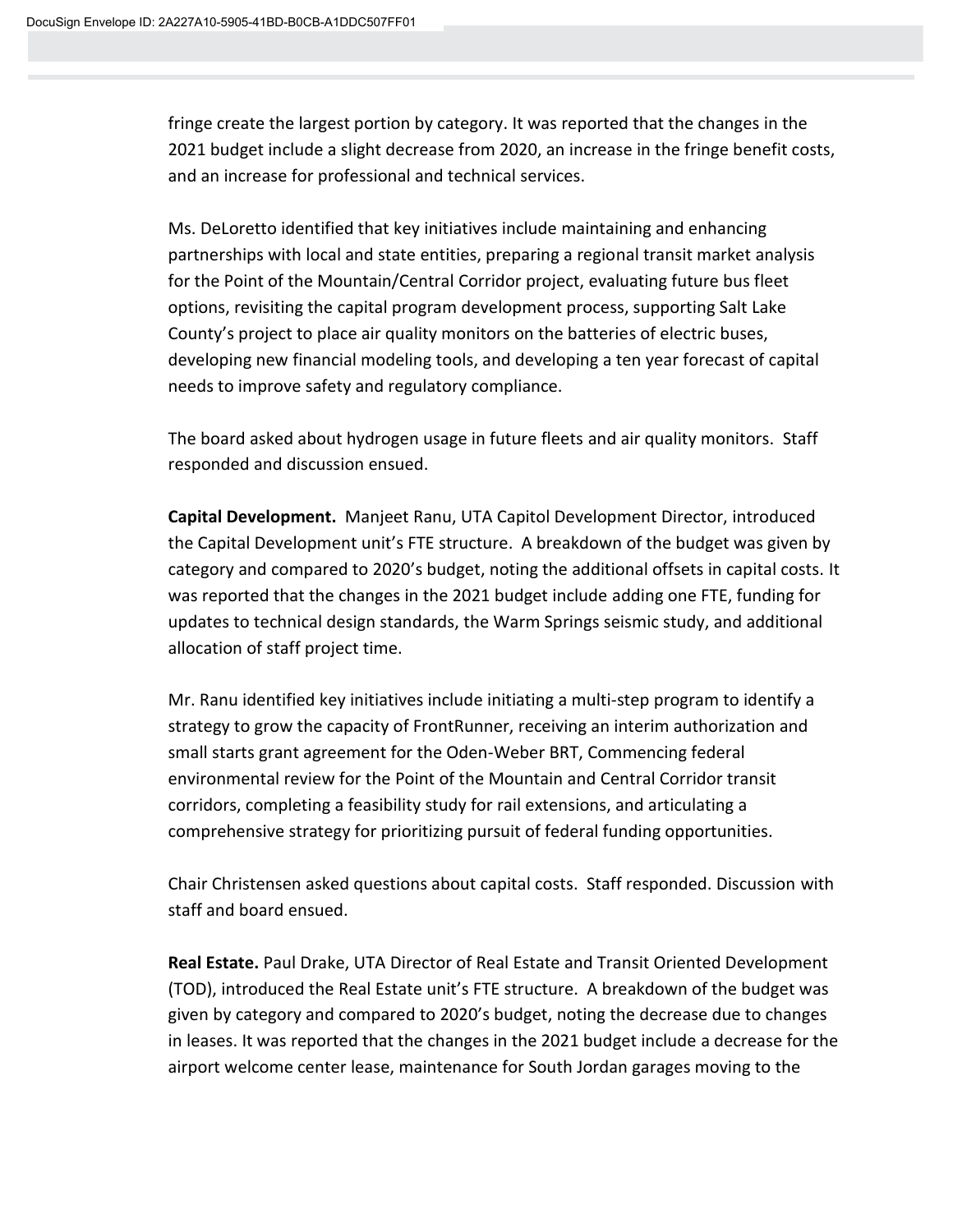fringe create the largest portion by category. It was reported that the changes in the 2021 budget include a slight decrease from 2020, an increase in the fringe benefit costs, and an increase for professional and technical services.

Ms. DeLoretto identified that key initiatives include maintaining and enhancing partnerships with local and state entities, preparing a regional transit market analysis for the Point of the Mountain/Central Corridor project, evaluating future bus fleet options, revisiting the capital program development process, supporting Salt Lake County's project to place air quality monitors on the batteries of electric buses, developing new financial modeling tools, and developing a ten year forecast of capital needs to improve safety and regulatory compliance.

The board asked about hydrogen usage in future fleets and air quality monitors. Staff responded and discussion ensued.

**Capital Development.** Manjeet Ranu, UTA Capitol Development Director, introduced the Capital Development unit's FTE structure. A breakdown of the budget was given by category and compared to 2020's budget, noting the additional offsets in capital costs. It was reported that the changes in the 2021 budget include adding one FTE, funding for updates to technical design standards, the Warm Springs seismic study, and additional allocation of staff project time.

Mr. Ranu identified key initiatives include initiating a multi-step program to identify a strategy to grow the capacity of FrontRunner, receiving an interim authorization and small starts grant agreement for the Oden-Weber BRT, Commencing federal environmental review for the Point of the Mountain and Central Corridor transit corridors, completing a feasibility study for rail extensions, and articulating a comprehensive strategy for prioritizing pursuit of federal funding opportunities.

Chair Christensen asked questions about capital costs. Staff responded. Discussion with staff and board ensued.

**Real Estate.** Paul Drake, UTA Director of Real Estate and Transit Oriented Development (TOD), introduced the Real Estate unit's FTE structure. A breakdown of the budget was given by category and compared to 2020's budget, noting the decrease due to changes in leases. It was reported that the changes in the 2021 budget include a decrease for the airport welcome center lease, maintenance for South Jordan garages moving to the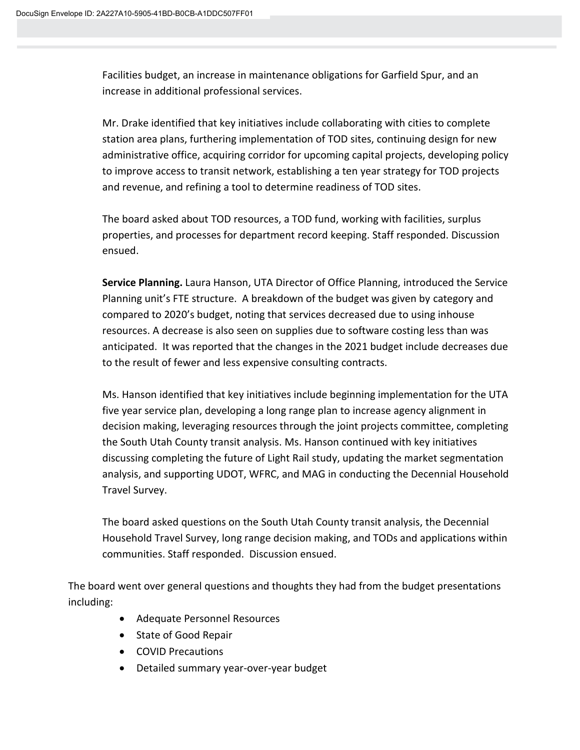Facilities budget, an increase in maintenance obligations for Garfield Spur, and an increase in additional professional services.

Mr. Drake identified that key initiatives include collaborating with cities to complete station area plans, furthering implementation of TOD sites, continuing design for new administrative office, acquiring corridor for upcoming capital projects, developing policy to improve access to transit network, establishing a ten year strategy for TOD projects and revenue, and refining a tool to determine readiness of TOD sites.

The board asked about TOD resources, a TOD fund, working with facilities, surplus properties, and processes for department record keeping. Staff responded. Discussion ensued.

**Service Planning.** Laura Hanson, UTA Director of Office Planning, introduced the Service Planning unit's FTE structure. A breakdown of the budget was given by category and compared to 2020's budget, noting that services decreased due to using inhouse resources. A decrease is also seen on supplies due to software costing less than was anticipated. It was reported that the changes in the 2021 budget include decreases due to the result of fewer and less expensive consulting contracts.

Ms. Hanson identified that key initiatives include beginning implementation for the UTA five year service plan, developing a long range plan to increase agency alignment in decision making, leveraging resources through the joint projects committee, completing the South Utah County transit analysis. Ms. Hanson continued with key initiatives discussing completing the future of Light Rail study, updating the market segmentation analysis, and supporting UDOT, WFRC, and MAG in conducting the Decennial Household Travel Survey.

The board asked questions on the South Utah County transit analysis, the Decennial Household Travel Survey, long range decision making, and TODs and applications within communities. Staff responded. Discussion ensued.

The board went over general questions and thoughts they had from the budget presentations including:

- Adequate Personnel Resources
- State of Good Repair
- COVID Precautions
- Detailed summary year-over-year budget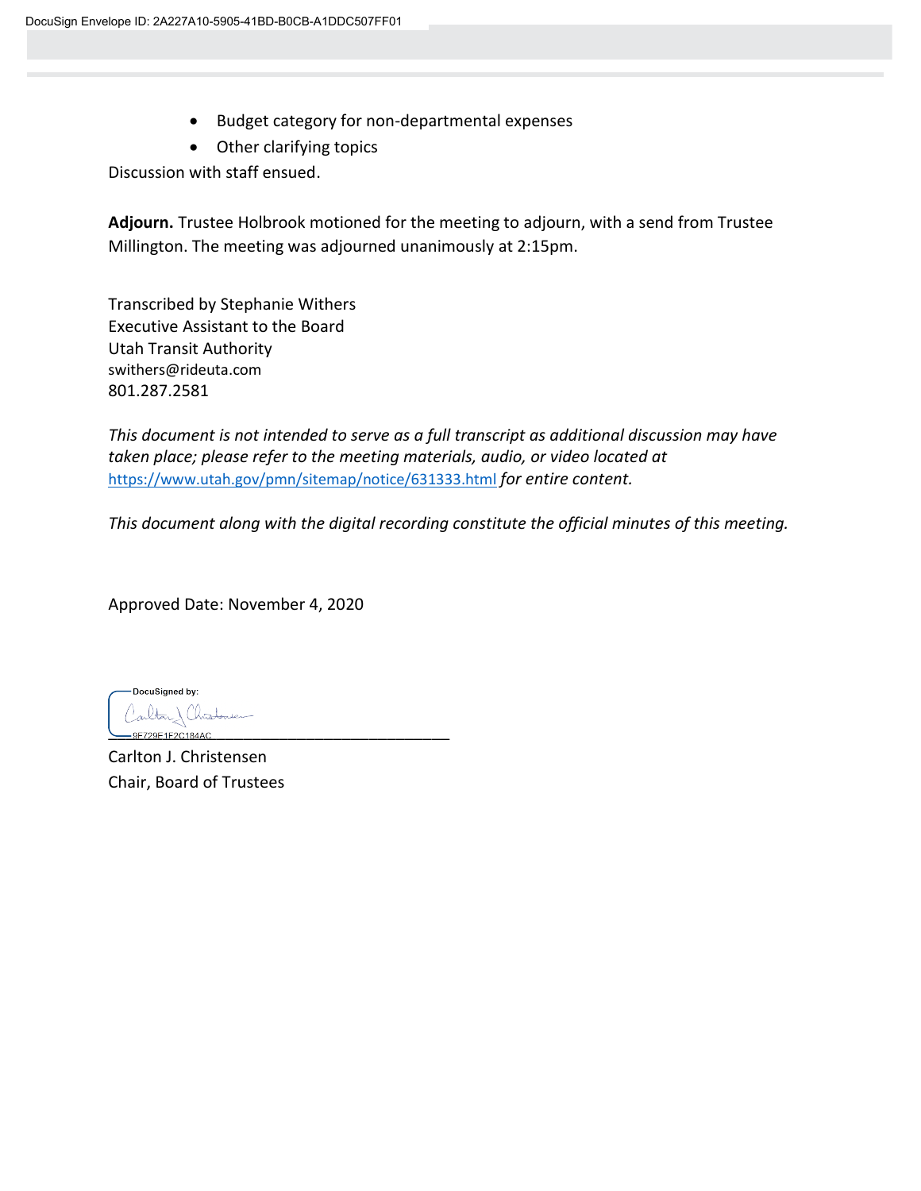- Budget category for non-departmental expenses
- Other clarifying topics

Discussion with staff ensued.

**Adjourn.** Trustee Holbrook motioned for the meeting to adjourn, with a send from Trustee Millington. The meeting was adjourned unanimously at 2:15pm.

Transcribed by Stephanie Withers
Executive Assistant to the Board
Utah Transit Authority
swithers@rideuta.com
801.287.2581

*This document is not intended to serve as a full transcript as additional discussion may have taken place; please refer to the meeting materials, audio, or video located at* https://www.utah.gov/pmn/sitemap/notice/631333.html *for entire content.*

*This document along with the digital recording constitute the official minutes of this meeting.*

Approved Date: November 4, 2020

DocuSigned by:
9E729E1F2C184AC

Carlton J. Christensen
Chair, Board of Trustees